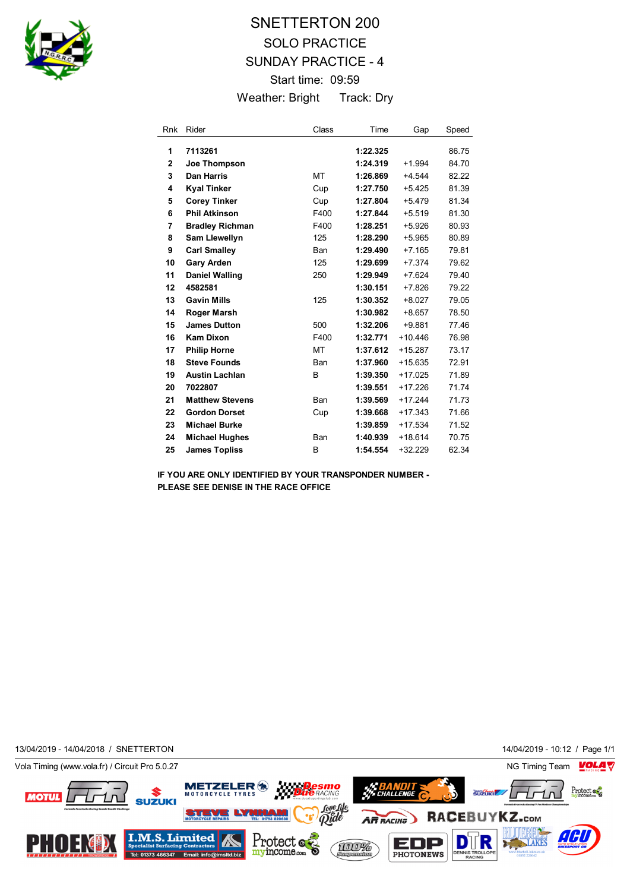# SNETTERTON 200

## SOLO PRACTICE

## SUNDAY PRACTICE - 4

Start time: 09:59

Weather: Bright Track: Dry

| Rnk | Rider | Class | Time | Gap | Speed |
|---|---|---|---|---|---|
| 1 | **7113261** | | **1:22.325** | | 86.75 |
| 2 | **Joe Thompson** | | **1:24.319** | +1.994 | 84.70 |
| 3 | **Dan Harris** | MT | **1:26.869** | +4.544 | 82.22 |
| 4 | **Kyal Tinker** | Cup | **1:27.750** | +5.425 | 81.39 |
| 5 | **Corey Tinker** | Cup | **1:27.804** | +5.479 | 81.34 |
| 6 | **Phil Atkinson** | F400 | **1:27.844** | +5.519 | 81.30 |
| 7 | **Bradley Richman** | F400 | **1:28.251** | +5.926 | 80.93 |
| 8 | **Sam Llewellyn** | 125 | **1:28.290** | +5.965 | 80.89 |
| 9 | **Carl Smalley** | Ban | **1:29.490** | +7.165 | 79.81 |
| 10 | **Gary Arden** | 125 | **1:29.699** | +7.374 | 79.62 |
| 11 | **Daniel Walling** | 250 | **1:29.949** | +7.624 | 79.40 |
| 12 | **4582581** | | **1:30.151** | +7.826 | 79.22 |
| 13 | **Gavin Mills** | 125 | **1:30.352** | +8.027 | 79.05 |
| 14 | **Roger Marsh** | | **1:30.982** | +8.657 | 78.50 |
| 15 | **James Dutton** | 500 | **1:32.206** | +9.881 | 77.46 |
| 16 | **Kam Dixon** | F400 | **1:32.771** | +10.446 | 76.98 |
| 17 | **Philip Horne** | MT | **1:37.612** | +15.287 | 73.17 |
| 18 | **Steve Founds** | Ban | **1:37.960** | +15.635 | 72.91 |
| 19 | **Austin Lachlan** | B | **1:39.350** | +17.025 | 71.89 |
| 20 | **7022807** | | **1:39.551** | +17.226 | 71.74 |
| 21 | **Matthew Stevens** | Ban | **1:39.569** | +17.244 | 71.73 |
| 22 | **Gordon Dorset** | Cup | **1:39.668** | +17.343 | 71.66 |
| 23 | **Michael Burke** | | **1:39.859** | +17.534 | 71.52 |
| 24 | **Michael Hughes** | Ban | **1:40.939** | +18.614 | 70.75 |
| 25 | **James Topliss** | B | **1:54.554** | +32.229 | 62.34 |

**IF YOU ARE ONLY IDENTIFIED BY YOUR TRANSPONDER NUMBER - PLEASE SEE DENISE IN THE RACE OFFICE**

13/04/2019 - 14/04/2018 / SNETTERTON

14/04/2019 - 10:12 / Page 1/1

Vola Timing (www.vola.fr) / Circuit Pro 5.0.27

NG Timing Team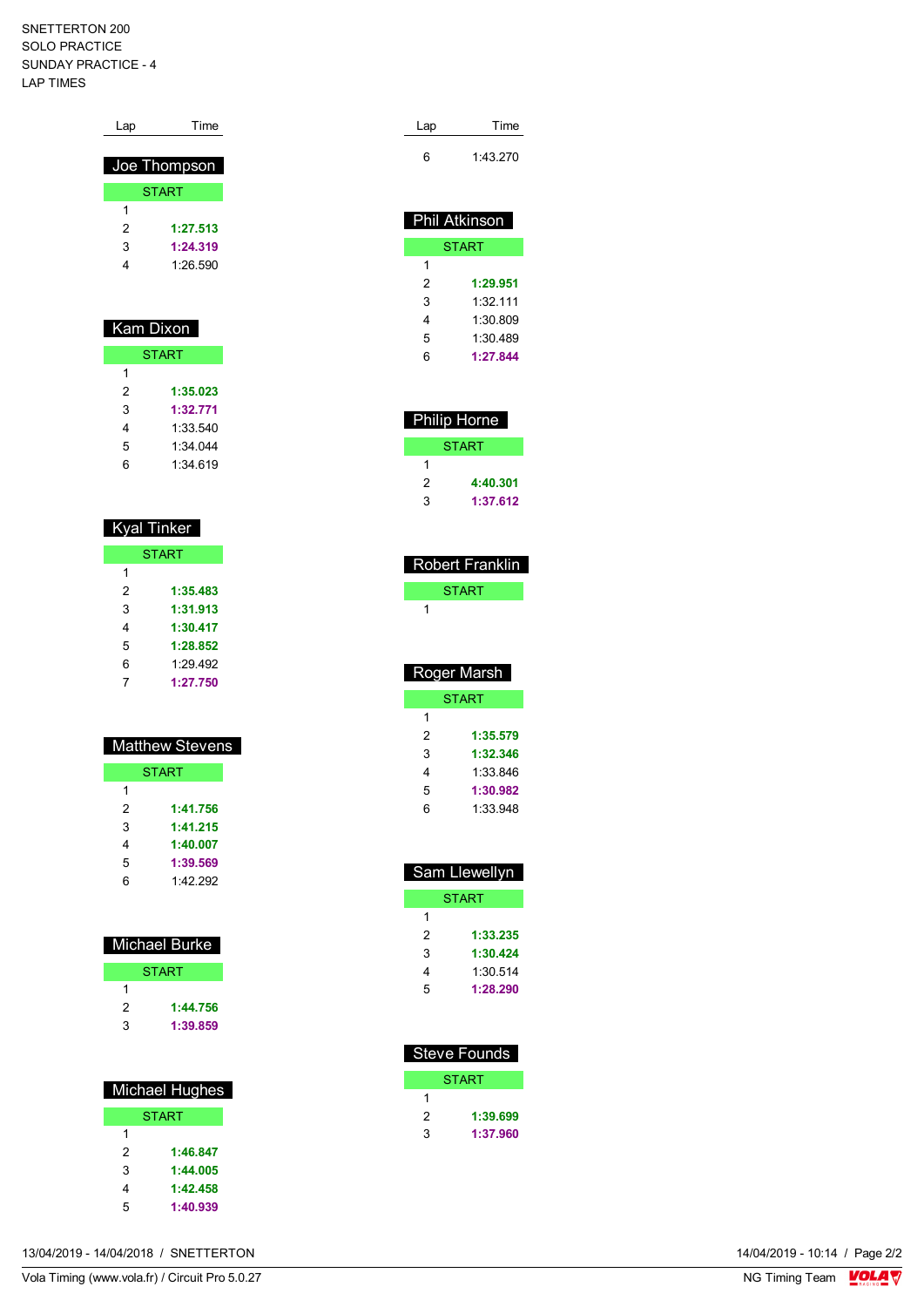SNETTERTON 200
SOLO PRACTICE
SUNDAY PRACTICE - 4
LAP TIMES

| Lap | Time |
|---|---|
| 6 | 1:43.270 |

### Joe Thompson

| Lap | Time |
|---|---|
| START | |
| 1 | |
| 2 | **1:27.513** |
| 3 | **1:24.319** |
| 4 | 1:26.590 |

### Kam Dixon

| Lap | Time |
|---|---|
| START | |
| 1 | |
| 2 | **1:35.023** |
| 3 | **1:32.771** |
| 4 | 1:33.540 |
| 5 | 1:34.044 |
| 6 | 1:34.619 |

### Kyal Tinker

| Lap | Time |
|---|---|
| START | |
| 1 | |
| 2 | **1:35.483** |
| 3 | **1:31.913** |
| 4 | **1:30.417** |
| 5 | **1:28.852** |
| 6 | 1:29.492 |
| 7 | **1:27.750** |

### Matthew Stevens

| Lap | Time |
|---|---|
| START | |
| 1 | |
| 2 | **1:41.756** |
| 3 | **1:41.215** |
| 4 | **1:40.007** |
| 5 | **1:39.569** |
| 6 | 1:42.292 |

### Michael Burke

| Lap | Time |
|---|---|
| START | |
| 1 | |
| 2 | **1:44.756** |
| 3 | **1:39.859** |

### Michael Hughes

| Lap | Time |
|---|---|
| START | |
| 1 | |
| 2 | **1:46.847** |
| 3 | **1:44.005** |
| 4 | **1:42.458** |
| 5 | **1:40.939** |

### Phil Atkinson

| Lap | Time |
|---|---|
| START | |
| 1 | |
| 2 | **1:29.951** |
| 3 | 1:32.111 |
| 4 | 1:30.809 |
| 5 | 1:30.489 |
| 6 | **1:27.844** |

### Philip Horne

| Lap | Time |
|---|---|
| START | |
| 1 | |
| 2 | **4:40.301** |
| 3 | **1:37.612** |

### Robert Franklin

| Lap | Time |
|---|---|
| START | |
| 1 | |

### Roger Marsh

| Lap | Time |
|---|---|
| START | |
| 1 | |
| 2 | **1:35.579** |
| 3 | **1:32.346** |
| 4 | 1:33.846 |
| 5 | **1:30.982** |
| 6 | 1:33.948 |

### Sam Llewellyn

| Lap | Time |
|---|---|
| START | |
| 1 | |
| 2 | **1:33.235** |
| 3 | **1:30.424** |
| 4 | 1:30.514 |
| 5 | **1:28.290** |

### Steve Founds

| Lap | Time |
|---|---|
| START | |
| 1 | |
| 2 | **1:39.699** |
| 3 | **1:37.960** |

13/04/2019 - 14/04/2018 / SNETTERTON

14/04/2019 - 10:14

Vola Timing (www.vola.fr) / Circuit Pro 5.0.27

NG Timing Team